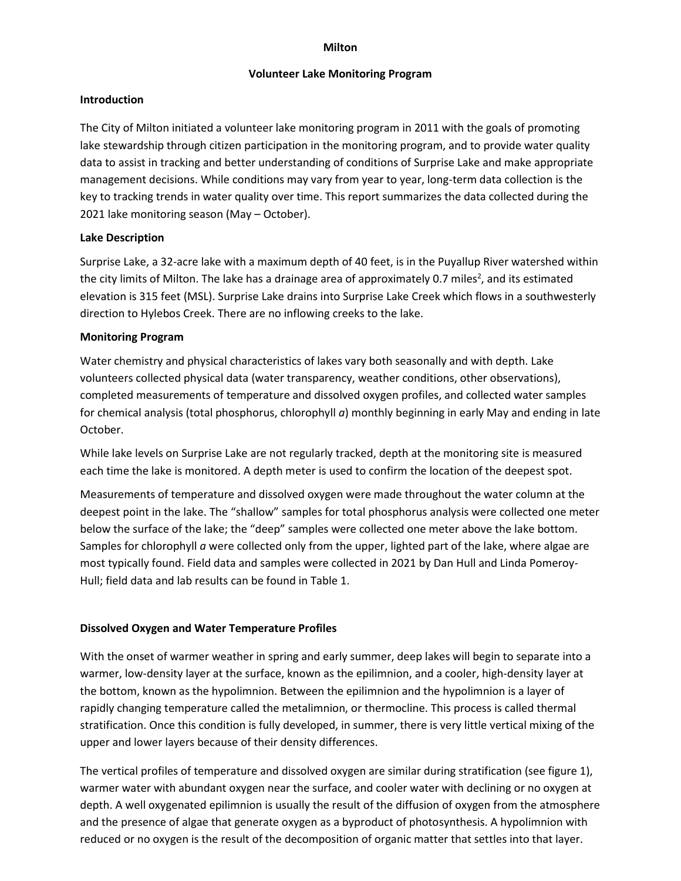# Milton

## Volunteer Lake Monitoring Program

### Introduction

The City of Milton initiated a volunteer lake monitoring program in 2011 with the goals of promoting lake stewardship through citizen participation in the monitoring program, and to provide water quality data to assist in tracking and better understanding of conditions of Surprise Lake and make appropriate management decisions. While conditions may vary from year to year, long-term data collection is the key to tracking trends in water quality over time. This report summarizes the data collected during the 2021 lake monitoring season (May – October).

### Lake Description

Surprise Lake, a 32-acre lake with a maximum depth of 40 feet, is in the Puyallup River watershed within the city limits of Milton. The lake has a drainage area of approximately 0.7 $miles^2$, and its estimated elevation is 315 feet (MSL). Surprise Lake drains into Surprise Lake Creek which flows in a southwesterly direction to Hylebos Creek. There are no inflowing creeks to the lake.

### Monitoring Program

Water chemistry and physical characteristics of lakes vary both seasonally and with depth. Lake volunteers collected physical data (water transparency, weather conditions, other observations), completed measurements of temperature and dissolved oxygen profiles, and collected water samples for chemical analysis (total phosphorus, chlorophyll *a*) monthly beginning in early May and ending in late October.

While lake levels on Surprise Lake are not regularly tracked, depth at the monitoring site is measured each time the lake is monitored. A depth meter is used to confirm the location of the deepest spot.

Measurements of temperature and dissolved oxygen were made throughout the water column at the deepest point in the lake. The "shallow" samples for total phosphorus analysis were collected one meter below the surface of the lake; the "deep" samples were collected one meter above the lake bottom. Samples for chlorophyll *a* were collected only from the upper, lighted part of the lake, where algae are most typically found. Field data and samples were collected in 2021 by Dan Hull and Linda Pomeroy-Hull; field data and lab results can be found in Table 1.

### Dissolved Oxygen and Water Temperature Profiles

With the onset of warmer weather in spring and early summer, deep lakes will begin to separate into a warmer, low-density layer at the surface, known as the epilimnion, and a cooler, high-density layer at the bottom, known as the hypolimnion. Between the epilimnion and the hypolimnion is a layer of rapidly changing temperature called the metalimnion, or thermocline. This process is called thermal stratification. Once this condition is fully developed, in summer, there is very little vertical mixing of the upper and lower layers because of their density differences.

The vertical profiles of temperature and dissolved oxygen are similar during stratification (see figure 1), warmer water with abundant oxygen near the surface, and cooler water with declining or no oxygen at depth. A well oxygenated epilimnion is usually the result of the diffusion of oxygen from the atmosphere and the presence of algae that generate oxygen as a byproduct of photosynthesis. A hypolimnion with reduced or no oxygen is the result of the decomposition of organic matter that settles into that layer.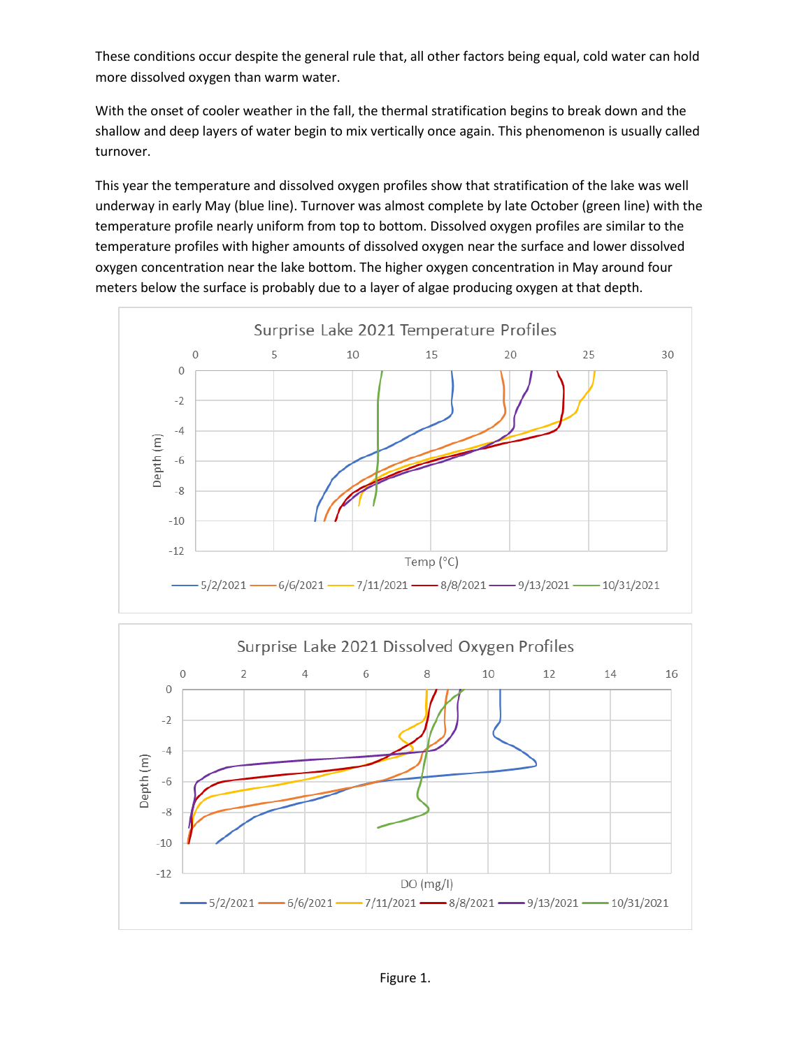These conditions occur despite the general rule that, all other factors being equal, cold water can hold more dissolved oxygen than warm water.

With the onset of cooler weather in the fall, the thermal stratification begins to break down and the shallow and deep layers of water begin to mix vertically once again. This phenomenon is usually called turnover.

This year the temperature and dissolved oxygen profiles show that stratification of the lake was well underway in early May (blue line). Turnover was almost complete by late October (green line) with the temperature profile nearly uniform from top to bottom. Dissolved oxygen profiles are similar to the temperature profiles with higher amounts of dissolved oxygen near the surface and lower dissolved oxygen concentration near the lake bottom. The higher oxygen concentration in May around four meters below the surface is probably due to a layer of algae producing oxygen at that depth.

Figure 1.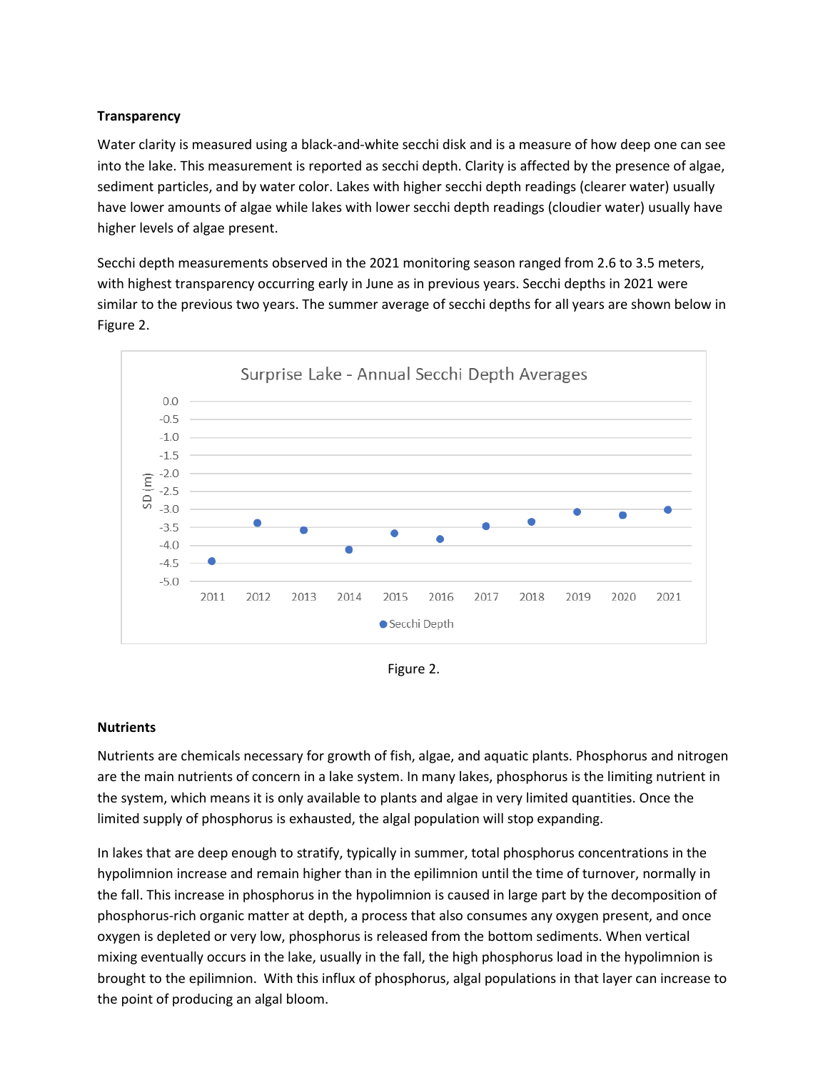**Transparency**

Water clarity is measured using a black-and-white secchi disk and is a measure of how deep one can see into the lake. This measurement is reported as secchi depth. Clarity is affected by the presence of algae, sediment particles, and by water color. Lakes with higher secchi depth readings (clearer water) usually have lower amounts of algae while lakes with lower secchi depth readings (cloudier water) usually have higher levels of algae present.

Secchi depth measurements observed in the 2021 monitoring season ranged from 2.6 to 3.5 meters, with highest transparency occurring early in June as in previous years. Secchi depths in 2021 were similar to the previous two years. The summer average of secchi depths for all years are shown below in Figure 2.

Figure 2.

**Nutrients**

Nutrients are chemicals necessary for growth of fish, algae, and aquatic plants. Phosphorus and nitrogen are the main nutrients of concern in a lake system. In many lakes, phosphorus is the limiting nutrient in the system, which means it is only available to plants and algae in very limited quantities. Once the limited supply of phosphorus is exhausted, the algal population will stop expanding.

In lakes that are deep enough to stratify, typically in summer, total phosphorus concentrations in the hypolimnion increase and remain higher than in the epilimnion until the time of turnover, normally in the fall. This increase in phosphorus in the hypolimnion is caused in large part by the decomposition of phosphorus-rich organic matter at depth, a process that also consumes any oxygen present, and once oxygen is depleted or very low, phosphorus is released from the bottom sediments. When vertical mixing eventually occurs in the lake, usually in the fall, the high phosphorus load in the hypolimnion is brought to the epilimnion. With this influx of phosphorus, algal populations in that layer can increase to the point of producing an algal bloom.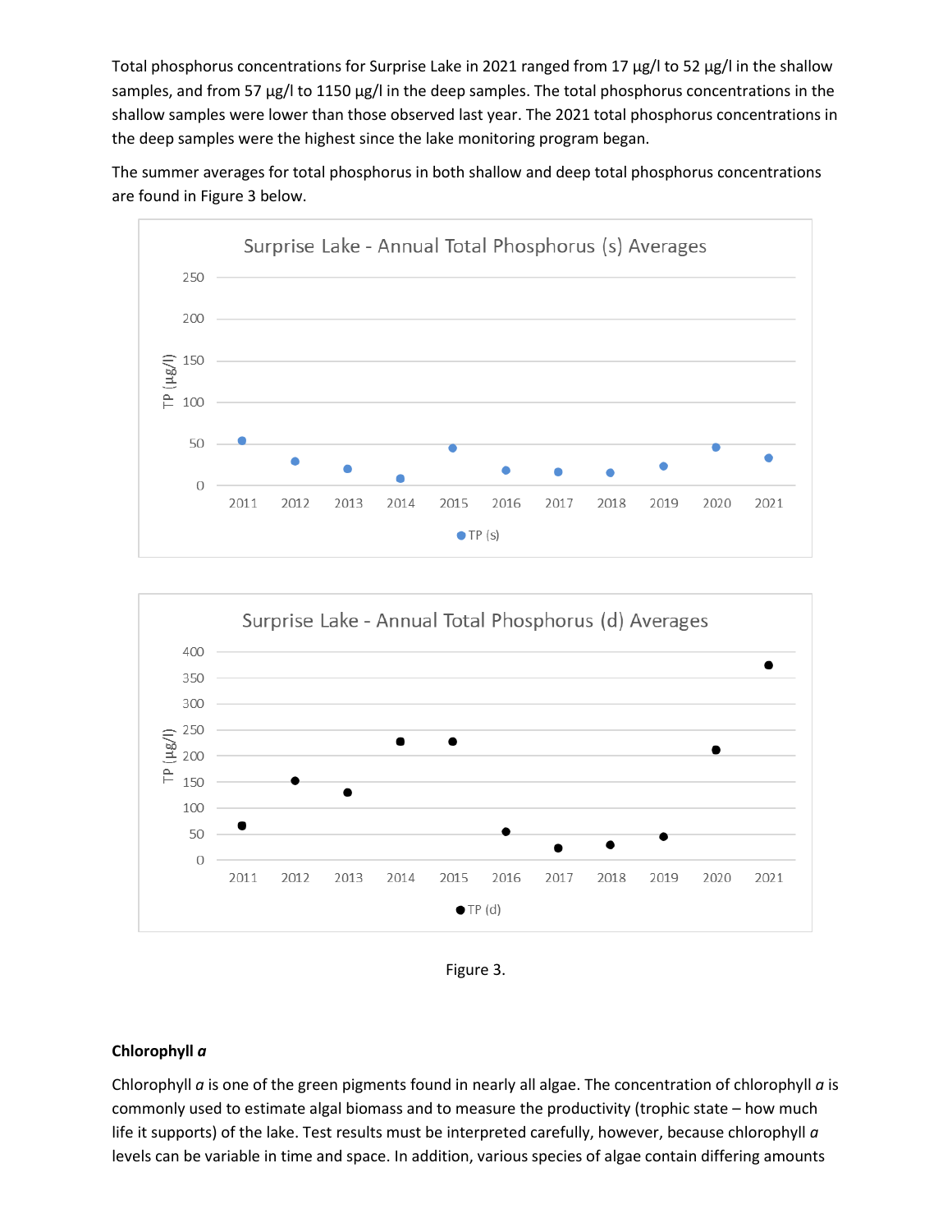Total phosphorus concentrations for Surprise Lake in 2021 ranged from 17 µg/l to 52 µg/l in the shallow samples, and from 57 µg/l to 1150 µg/l in the deep samples. The total phosphorus concentrations in the shallow samples were lower than those observed last year. The 2021 total phosphorus concentrations in the deep samples were the highest since the lake monitoring program began.

The summer averages for total phosphorus in both shallow and deep total phosphorus concentrations are found in Figure 3 below.

Figure 3.

## Chlorophyll *a*

Chlorophyll *a* is one of the green pigments found in nearly all algae. The concentration of chlorophyll *a* is commonly used to estimate algal biomass and to measure the productivity (trophic state – how much life it supports) of the lake. Test results must be interpreted carefully, however, because chlorophyll *a* levels can be variable in time and space. In addition, various species of algae contain differing amounts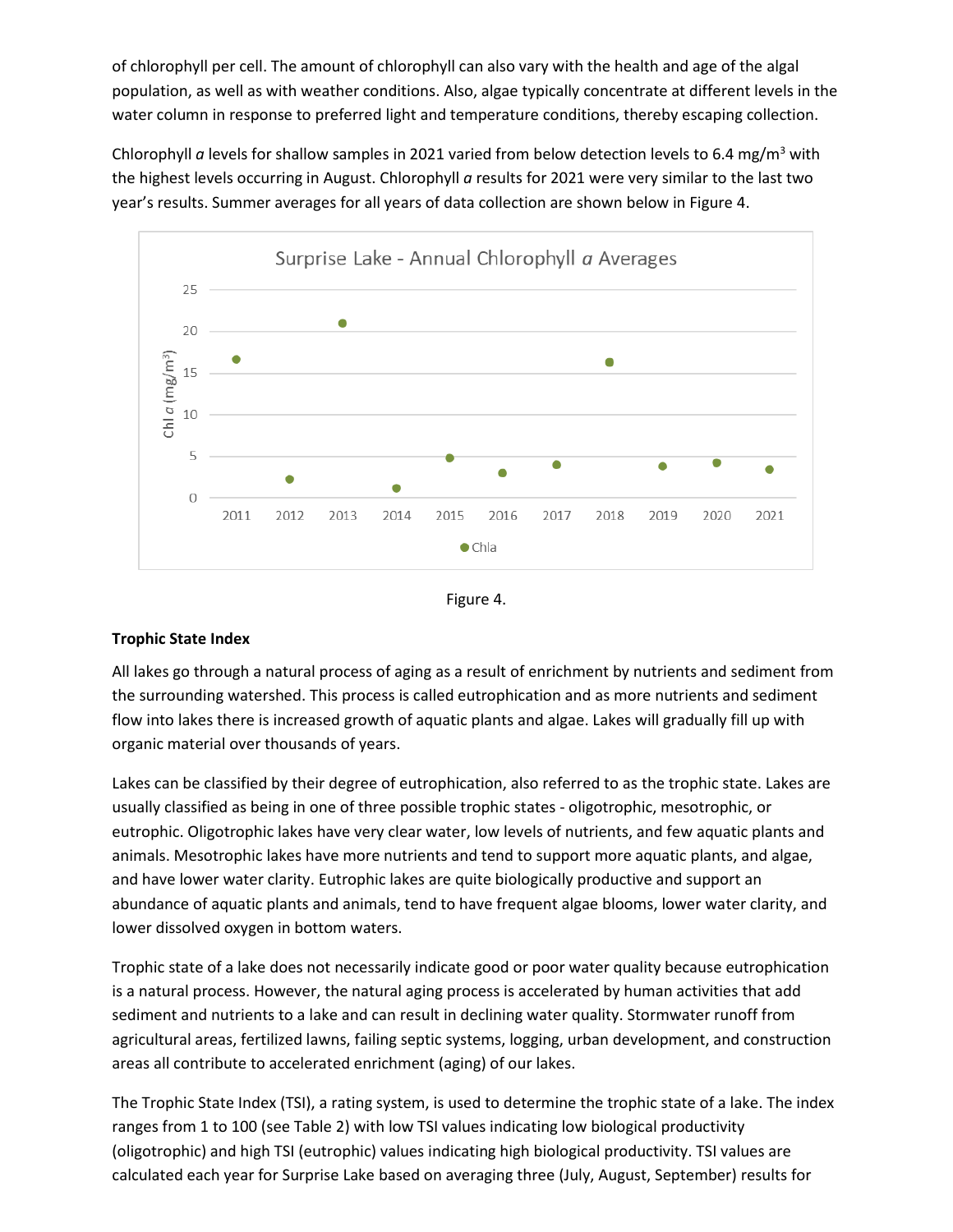of chlorophyll per cell. The amount of chlorophyll can also vary with the health and age of the algal population, as well as with weather conditions. Also, algae typically concentrate at different levels in the water column in response to preferred light and temperature conditions, thereby escaping collection.

Chlorophyll *a* levels for shallow samples in 2021 varied from below detection levels to 6.4 mg/m$^3$ with the highest levels occurring in August. Chlorophyll *a* results for 2021 were very similar to the last two year's results. Summer averages for all years of data collection are shown below in Figure 4.

Figure 4.

**Trophic State Index**

All lakes go through a natural process of aging as a result of enrichment by nutrients and sediment from the surrounding watershed. This process is called eutrophication and as more nutrients and sediment flow into lakes there is increased growth of aquatic plants and algae. Lakes will gradually fill up with organic material over thousands of years.

Lakes can be classified by their degree of eutrophication, also referred to as the trophic state. Lakes are usually classified as being in one of three possible trophic states - oligotrophic, mesotrophic, or eutrophic. Oligotrophic lakes have very clear water, low levels of nutrients, and few aquatic plants and animals. Mesotrophic lakes have more nutrients and tend to support more aquatic plants, and algae, and have lower water clarity. Eutrophic lakes are quite biologically productive and support an abundance of aquatic plants and animals, tend to have frequent algae blooms, lower water clarity, and lower dissolved oxygen in bottom waters.

Trophic state of a lake does not necessarily indicate good or poor water quality because eutrophication is a natural process. However, the natural aging process is accelerated by human activities that add sediment and nutrients to a lake and can result in declining water quality. Stormwater runoff from agricultural areas, fertilized lawns, failing septic systems, logging, urban development, and construction areas all contribute to accelerated enrichment (aging) of our lakes.

The Trophic State Index (TSI), a rating system, is used to determine the trophic state of a lake. The index ranges from 1 to 100 (see Table 2) with low TSI values indicating low biological productivity (oligotrophic) and high TSI (eutrophic) values indicating high biological productivity. TSI values are calculated each year for Surprise Lake based on averaging three (July, August, September) results for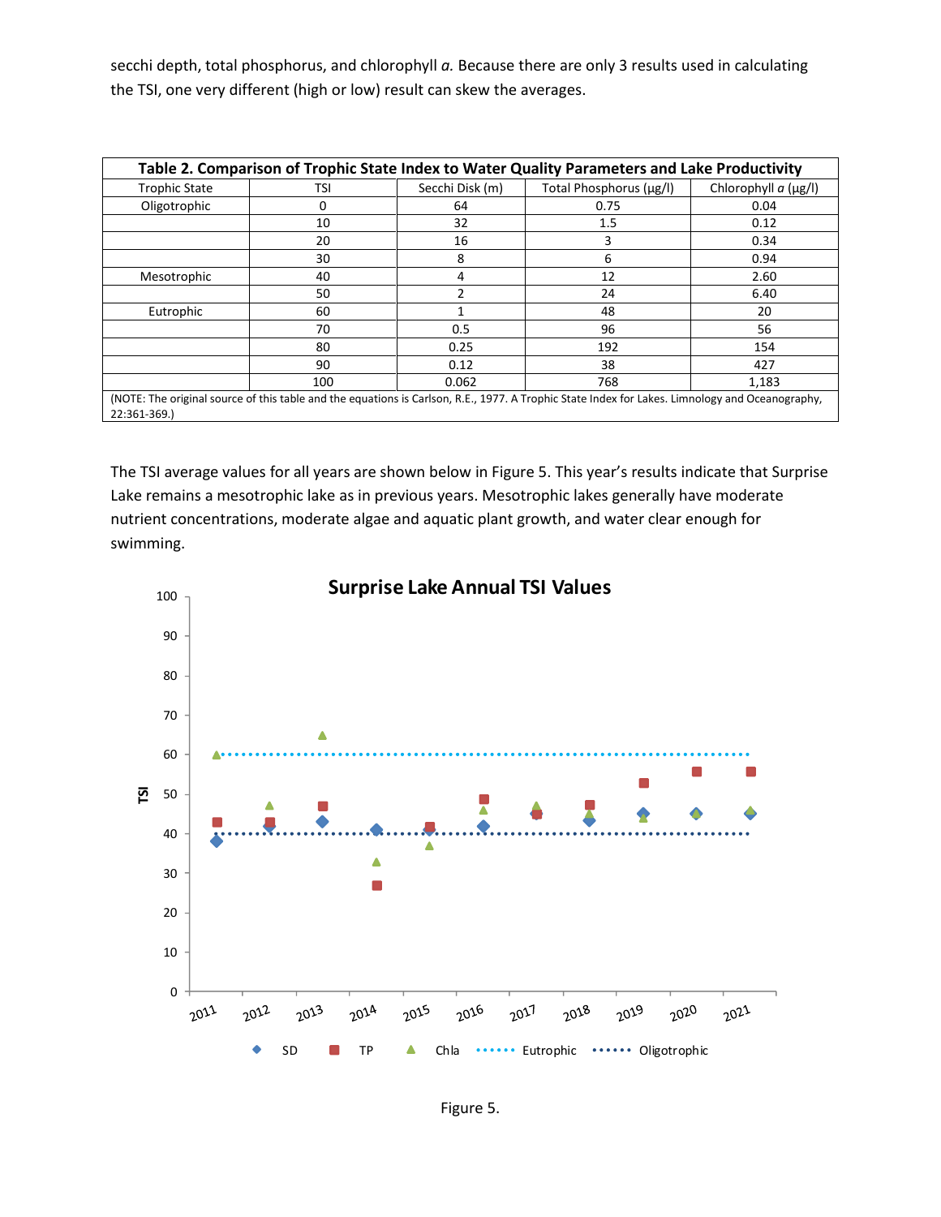secchi depth, total phosphorus, and chlorophyll *a.* Because there are only 3 results used in calculating the TSI, one very different (high or low) result can skew the averages.

| Table 2. Comparison of Trophic State Index to Water Quality Parameters and Lake Productivity | | | | |
|---|---|---|---|---|
| Trophic State | TSI | Secchi Disk (m) | Total Phosphorus (µg/l) | Chlorophyll *a* (µg/l) |
| Oligotrophic | 0 | 64 | 0.75 | 0.04 |
| | 10 | 32 | 1.5 | 0.12 |
| | 20 | 16 | 3 | 0.34 |
| | 30 | 8 | 6 | 0.94 |
| Mesotrophic | 40 | 4 | 12 | 2.60 |
| | 50 | 2 | 24 | 6.40 |
| Eutrophic | 60 | 1 | 48 | 20 |
| | 70 | 0.5 | 96 | 56 |
| | 80 | 0.25 | 192 | 154 |
| | 90 | 0.12 | 38 | 427 |
| | 100 | 0.062 | 768 | 1,183 |

(NOTE: The original source of this table and the equations is Carlson, R.E., 1977. A Trophic State Index for Lakes. Limnology and Oceanography, 22:361-369.)

The TSI average values for all years are shown below in Figure 5. This year's results indicate that Surprise Lake remains a mesotrophic lake as in previous years. Mesotrophic lakes generally have moderate nutrient concentrations, moderate algae and aquatic plant growth, and water clear enough for swimming.

Figure 5.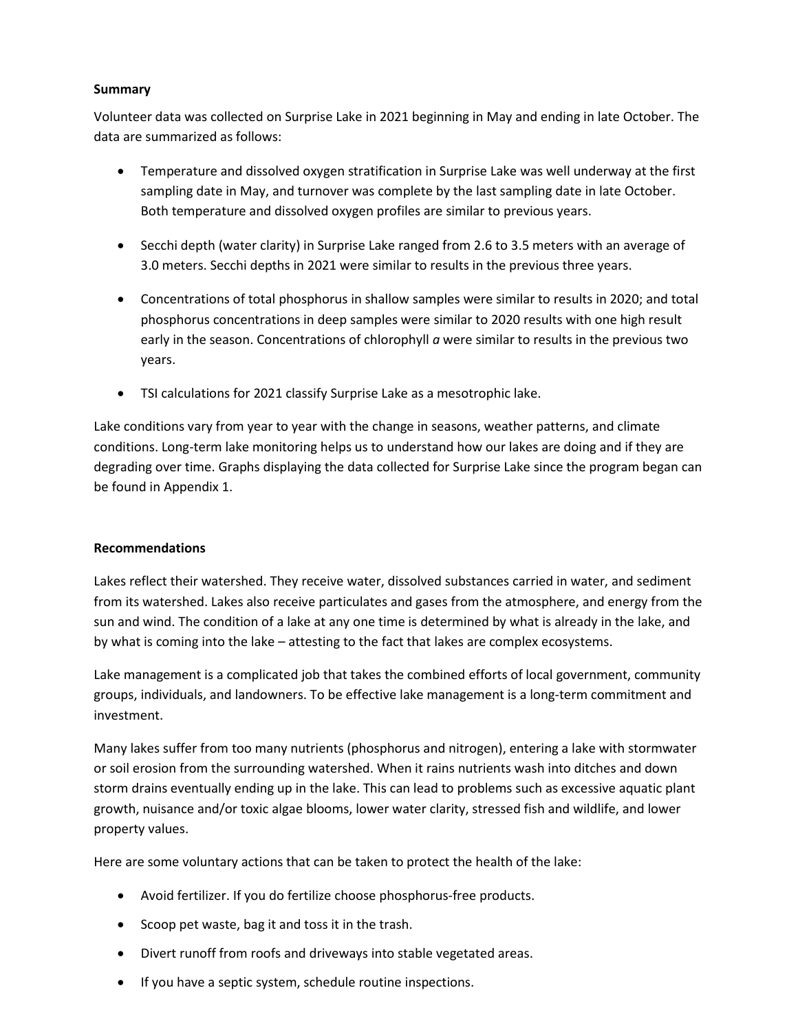**Summary**

Volunteer data was collected on Surprise Lake in 2021 beginning in May and ending in late October. The data are summarized as follows:

- Temperature and dissolved oxygen stratification in Surprise Lake was well underway at the first sampling date in May, and turnover was complete by the last sampling date in late October. Both temperature and dissolved oxygen profiles are similar to previous years.

- Secchi depth (water clarity) in Surprise Lake ranged from 2.6 to 3.5 meters with an average of 3.0 meters. Secchi depths in 2021 were similar to results in the previous three years.

- Concentrations of total phosphorus in shallow samples were similar to results in 2020; and total phosphorus concentrations in deep samples were similar to 2020 results with one high result early in the season. Concentrations of chlorophyll *a* were similar to results in the previous two years.

- TSI calculations for 2021 classify Surprise Lake as a mesotrophic lake.

Lake conditions vary from year to year with the change in seasons, weather patterns, and climate conditions. Long-term lake monitoring helps us to understand how our lakes are doing and if they are degrading over time. Graphs displaying the data collected for Surprise Lake since the program began can be found in Appendix 1.

**Recommendations**

Lakes reflect their watershed. They receive water, dissolved substances carried in water, and sediment from its watershed. Lakes also receive particulates and gases from the atmosphere, and energy from the sun and wind. The condition of a lake at any one time is determined by what is already in the lake, and by what is coming into the lake – attesting to the fact that lakes are complex ecosystems.

Lake management is a complicated job that takes the combined efforts of local government, community groups, individuals, and landowners. To be effective lake management is a long-term commitment and investment.

Many lakes suffer from too many nutrients (phosphorus and nitrogen), entering a lake with stormwater or soil erosion from the surrounding watershed. When it rains nutrients wash into ditches and down storm drains eventually ending up in the lake. This can lead to problems such as excessive aquatic plant growth, nuisance and/or toxic algae blooms, lower water clarity, stressed fish and wildlife, and lower property values.

Here are some voluntary actions that can be taken to protect the health of the lake:

- Avoid fertilizer. If you do fertilize choose phosphorus-free products.
- Scoop pet waste, bag it and toss it in the trash.
- Divert runoff from roofs and driveways into stable vegetated areas.
- If you have a septic system, schedule routine inspections.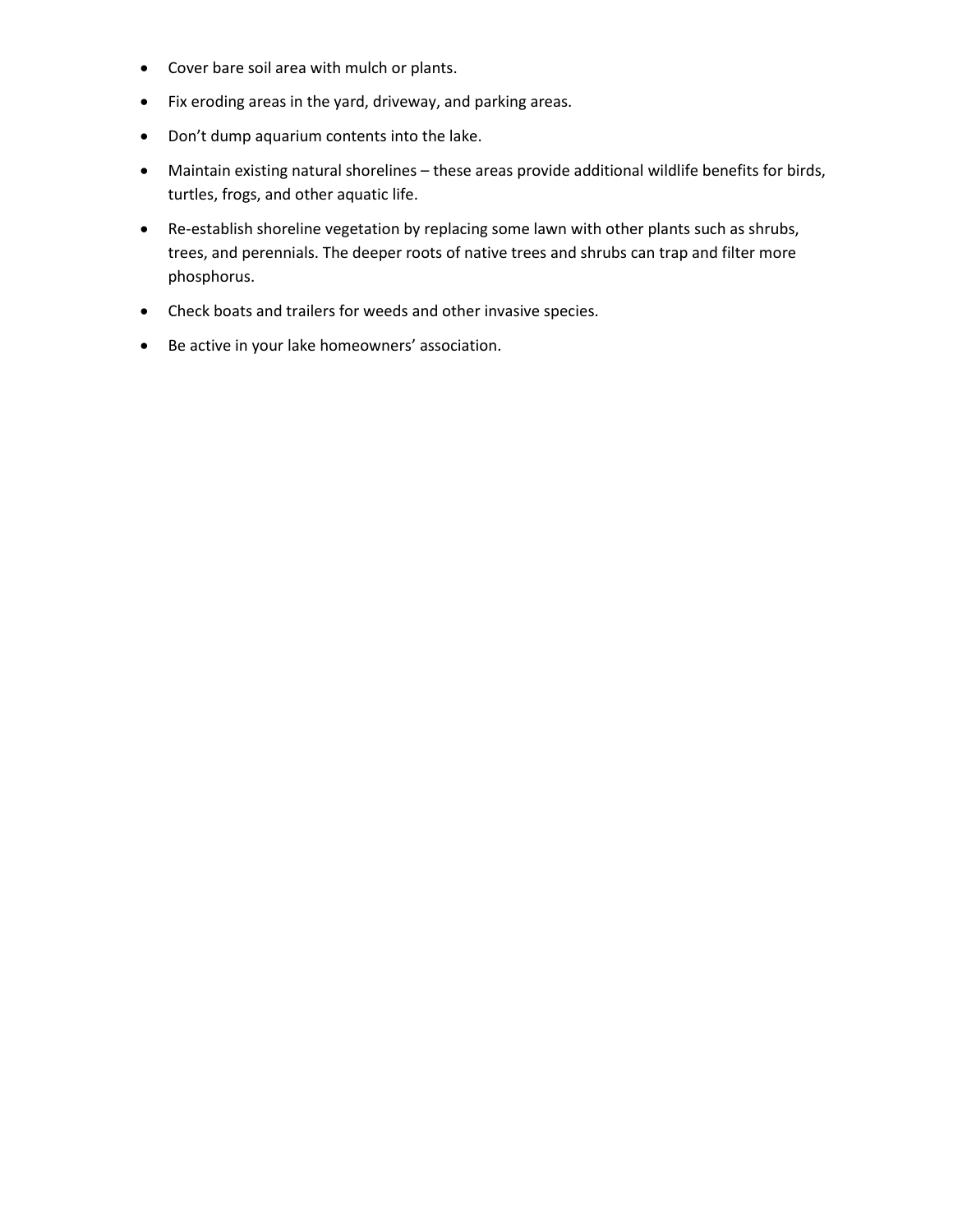- Cover bare soil area with mulch or plants.
- Fix eroding areas in the yard, driveway, and parking areas.
- Don't dump aquarium contents into the lake.
- Maintain existing natural shorelines – these areas provide additional wildlife benefits for birds, turtles, frogs, and other aquatic life.
- Re-establish shoreline vegetation by replacing some lawn with other plants such as shrubs, trees, and perennials. The deeper roots of native trees and shrubs can trap and filter more phosphorus.
- Check boats and trailers for weeds and other invasive species.
- Be active in your lake homeowners' association.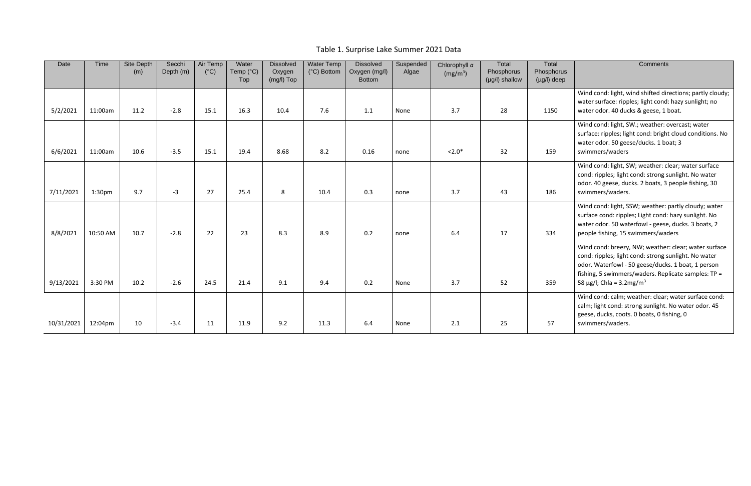Table 1. Surprise Lake Summer 2021 Data

| Date | Time | Site Depth (m) | Secchi Depth (m) | Air Temp (°C) | Water Temp (°C) Top | Dissolved Oxygen (mg/l) Top | Water Temp (°C) Bottom | Dissolved Oxygen (mg/l) Bottom | Suspended Algae | Chlorophyll *a* ($mg/m^3$) | Total Phosphorus (μg/l) shallow | Total Phosphorus (μg/l) deep | Comments |
|---|---|---|---|---|---|---|---|---|---|---|---|---|---|
| 5/2/2021 | 11:00am | 11.2 | -2.8 | 15.1 | 16.3 | 10.4 | 7.6 | 1.1 | None | 3.7 | 28 | 1150 | Wind cond: light, wind shifted directions; partly cloudy; water surface: ripples; light cond: hazy sunlight; no water odor. 40 ducks & geese, 1 boat. |
| 6/6/2021 | 11:00am | 10.6 | -3.5 | 15.1 | 19.4 | 8.68 | 8.2 | 0.16 | none | <2.0* | 32 | 159 | Wind cond: light, SW.; weather: overcast; water surface: ripples; light cond: bright cloud conditions. No water odor. 50 geese/ducks. 1 boat; 3 swimmers/waders |
| 7/11/2021 | 1:30pm | 9.7 | -3 | 27 | 25.4 | 8 | 10.4 | 0.3 | none | 3.7 | 43 | 186 | Wind cond: light, SW; weather: clear; water surface cond: ripples; light cond: strong sunlight. No water odor. 40 geese, ducks. 2 boats, 3 people fishing, 30 swimmers/waders. |
| 8/8/2021 | 10:50 AM | 10.7 | -2.8 | 22 | 23 | 8.3 | 8.9 | 0.2 | none | 6.4 | 17 | 334 | Wind cond: light, SSW; weather: partly cloudy; water surface cond: ripples; Light cond: hazy sunlight. No water odor. 50 waterfowl - geese, ducks. 3 boats, 2 people fishing, 15 swimmers/waders |
| 9/13/2021 | 3:30 PM | 10.2 | -2.6 | 24.5 | 21.4 | 9.1 | 9.4 | 0.2 | None | 3.7 | 52 | 359 | Wind cond: breezy, NW; weather: clear; water surface cond: ripples; light cond: strong sunlight. No water odor. Waterfowl - 50 geese/ducks. 1 boat, 1 person fishing, 5 swimmers/waders. Replicate samples: TP = 58 μg/l; Chla = $3.2 mg/m^3$ |
| 10/31/2021 | 12:04pm | 10 | -3.4 | 11 | 11.9 | 9.2 | 11.3 | 6.4 | None | 2.1 | 25 | 57 | Wind cond: calm; weather: clear; water surface cond: calm; light cond: strong sunlight. No water odor. 45 geese, ducks, coots. 0 boats, 0 fishing, 0 swimmers/waders. |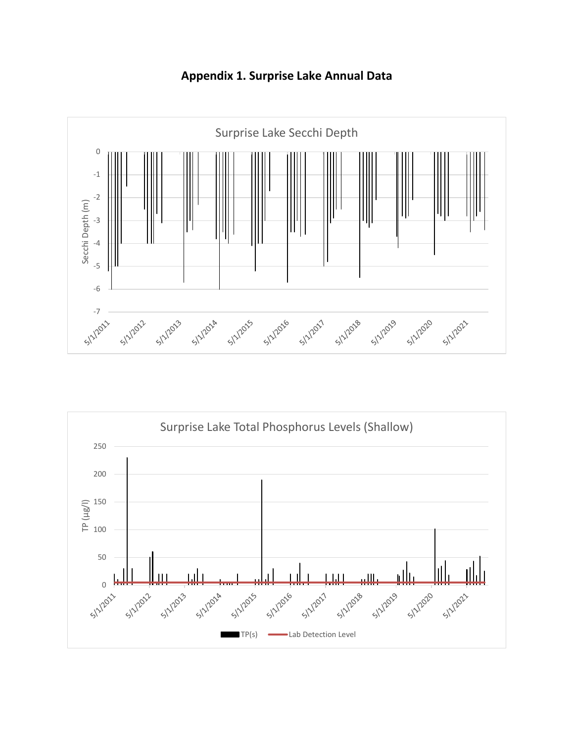# Appendix 1. Surprise Lake Annual Data

Surprise Lake Secchi Depth

Secchi Depth (m)

0, -1, -2, -3, -4, -5, -6, -7

5/1/2011, 5/1/2012, 5/1/2013, 5/1/2014, 5/1/2015, 5/1/2016, 5/1/2017, 5/1/2018, 5/1/2019, 5/1/2020, 5/1/2021

Surprise Lake Total Phosphorus Levels (Shallow)

TP (µg/l)

250, 200, 150, 100, 50, 0

5/1/2011, 5/1/2012, 5/1/2013, 5/1/2014, 5/1/2015, 5/1/2016, 5/1/2017, 5/1/2018, 5/1/2019, 5/1/2020, 5/1/2021

TP(s) — Lab Detection Level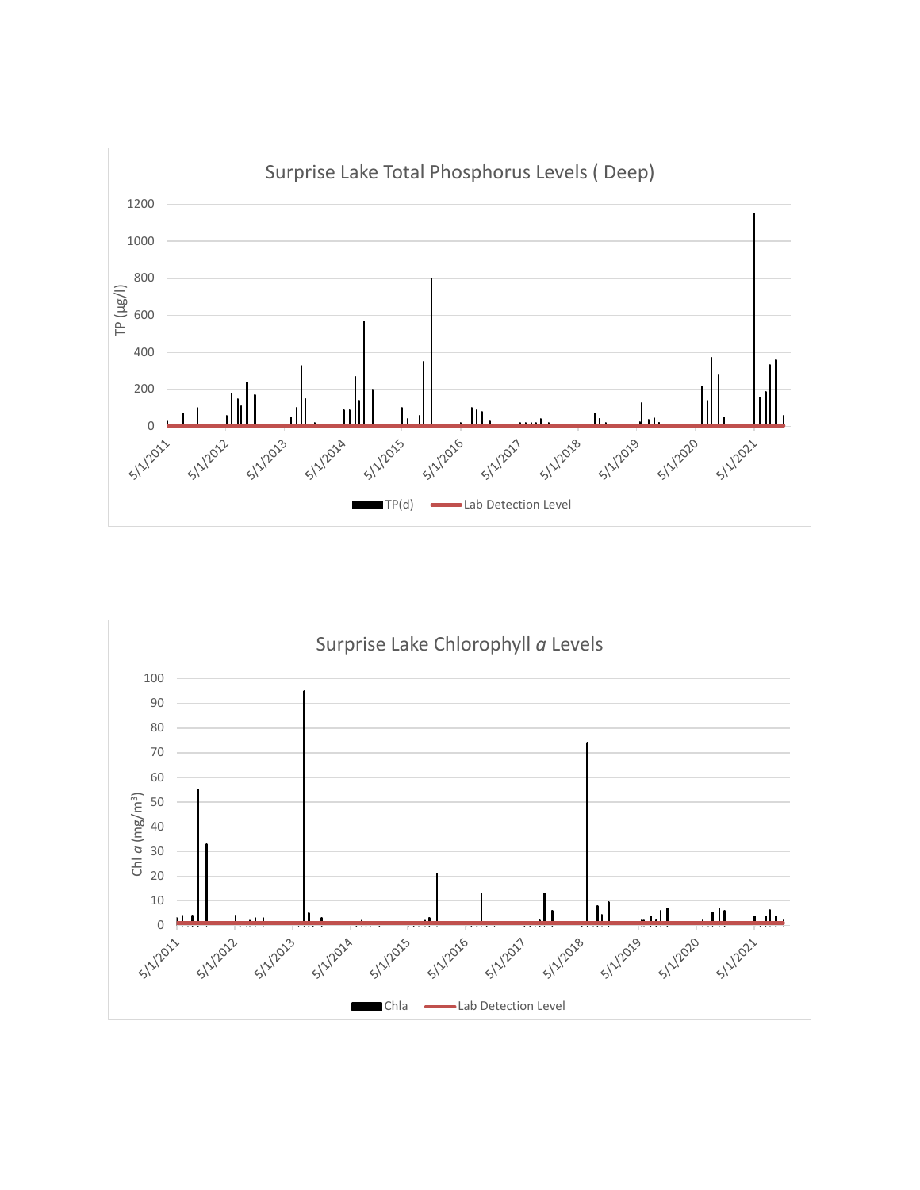Surprise Lake Total Phosphorus Levels ( Deep)

TP (µg/l)

1200
1000
800
600
400
200
0

5/1/2011 5/1/2012 5/1/2013 5/1/2014 5/1/2015 5/1/2016 5/1/2017 5/1/2018 5/1/2019 5/1/2020 5/1/2021

TP(d) Lab Detection Level

Surprise Lake Chlorophyll *a* Levels

Chl *a* (mg/m$^3$)

100
90
80
70
60
50
40
30
20
10
0

5/1/2011 5/1/2012 5/1/2013 5/1/2014 5/1/2015 5/1/2016 5/1/2017 5/1/2018 5/1/2019 5/1/2020 5/1/2021

Chla Lab Detection Level